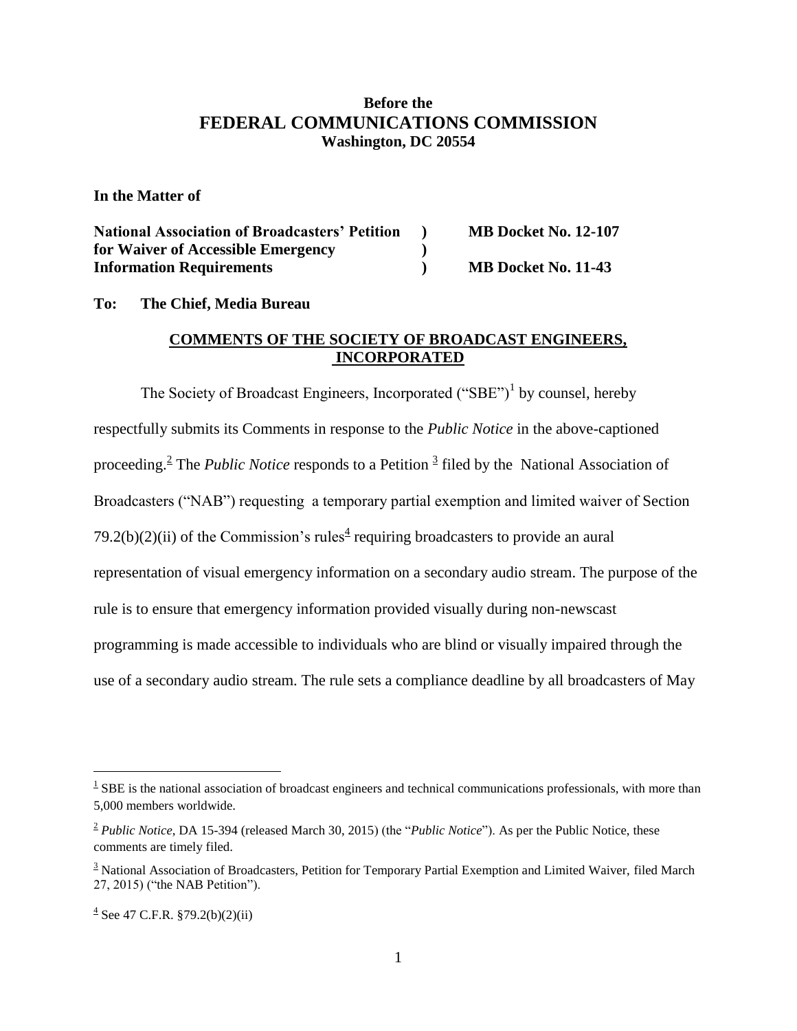**Before the**
**FEDERAL COMMUNICATIONS COMMISSION**
**Washington, DC 20554**

**In the Matter of**

| | | |
|---|---|---|
| **National Association of Broadcasters' Petition** | **)** | **MB Docket No. 12-107** |
| **for Waiver of Accessible Emergency** | **)** | |
| **Information Requirements** | **)** | **MB Docket No. 11-43** |

**To: The Chief, Media Bureau**

## COMMENTS OF THE SOCIETY OF BROADCAST ENGINEERS, INCORPORATED

The Society of Broadcast Engineers, Incorporated ("SBE")[1] by counsel, hereby respectfully submits its Comments in response to the *Public Notice* in the above-captioned proceeding.[2] The *Public Notice* responds to a Petition [3] filed by the National Association of Broadcasters ("NAB") requesting a temporary partial exemption and limited waiver of Section 79.2(b)(2)(ii) of the Commission's rules[4] requiring broadcasters to provide an aural representation of visual emergency information on a secondary audio stream. The purpose of the rule is to ensure that emergency information provided visually during non-newscast programming is made accessible to individuals who are blind or visually impaired through the use of a secondary audio stream. The rule sets a compliance deadline by all broadcasters of May

---

[1] SBE is the national association of broadcast engineers and technical communications professionals, with more than 5,000 members worldwide.

[2] *Public Notice*, DA 15-394 (released March 30, 2015) (the "*Public Notice*"). As per the Public Notice, these comments are timely filed.

[3] National Association of Broadcasters, Petition for Temporary Partial Exemption and Limited Waiver, filed March 27, 2015) ("the NAB Petition").

[4] See 47 C.F.R. §79.2(b)(2)(ii)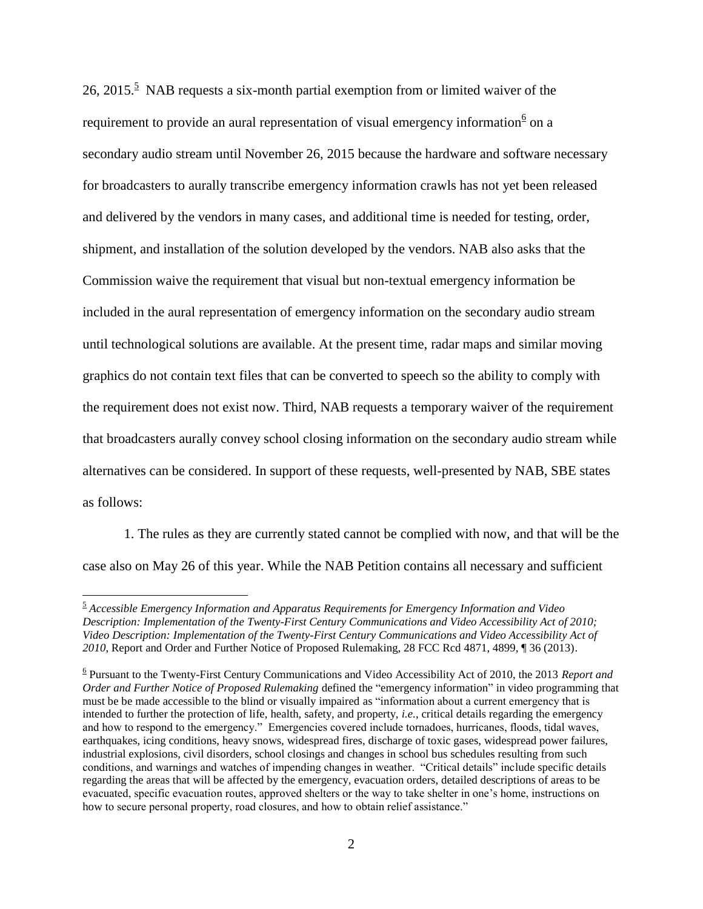26, 2015.[5] NAB requests a six-month partial exemption from or limited waiver of the requirement to provide an aural representation of visual emergency information[6] on a secondary audio stream until November 26, 2015 because the hardware and software necessary for broadcasters to aurally transcribe emergency information crawls has not yet been released and delivered by the vendors in many cases, and additional time is needed for testing, order, shipment, and installation of the solution developed by the vendors. NAB also asks that the Commission waive the requirement that visual but non-textual emergency information be included in the aural representation of emergency information on the secondary audio stream until technological solutions are available. At the present time, radar maps and similar moving graphics do not contain text files that can be converted to speech so the ability to comply with the requirement does not exist now. Third, NAB requests a temporary waiver of the requirement that broadcasters aurally convey school closing information on the secondary audio stream while alternatives can be considered. In support of these requests, well-presented by NAB, SBE states as follows:

1. The rules as they are currently stated cannot be complied with now, and that will be the case also on May 26 of this year. While the NAB Petition contains all necessary and sufficient

---

[5] *Accessible Emergency Information and Apparatus Requirements for Emergency Information and Video Description: Implementation of the Twenty-First Century Communications and Video Accessibility Act of 2010; Video Description: Implementation of the Twenty-First Century Communications and Video Accessibility Act of 2010*, Report and Order and Further Notice of Proposed Rulemaking, 28 FCC Rcd 4871, 4899, ¶ 36 (2013).

[6] Pursuant to the Twenty-First Century Communications and Video Accessibility Act of 2010, the 2013 *Report and Order and Further Notice of Proposed Rulemaking* defined the "emergency information" in video programming that must be be made accessible to the blind or visually impaired as "information about a current emergency that is intended to further the protection of life, health, safety, and property, *i.e.*, critical details regarding the emergency and how to respond to the emergency." Emergencies covered include tornadoes, hurricanes, floods, tidal waves, earthquakes, icing conditions, heavy snows, widespread fires, discharge of toxic gases, widespread power failures, industrial explosions, civil disorders, school closings and changes in school bus schedules resulting from such conditions, and warnings and watches of impending changes in weather. "Critical details" include specific details regarding the areas that will be affected by the emergency, evacuation orders, detailed descriptions of areas to be evacuated, specific evacuation routes, approved shelters or the way to take shelter in one's home, instructions on how to secure personal property, road closures, and how to obtain relief assistance."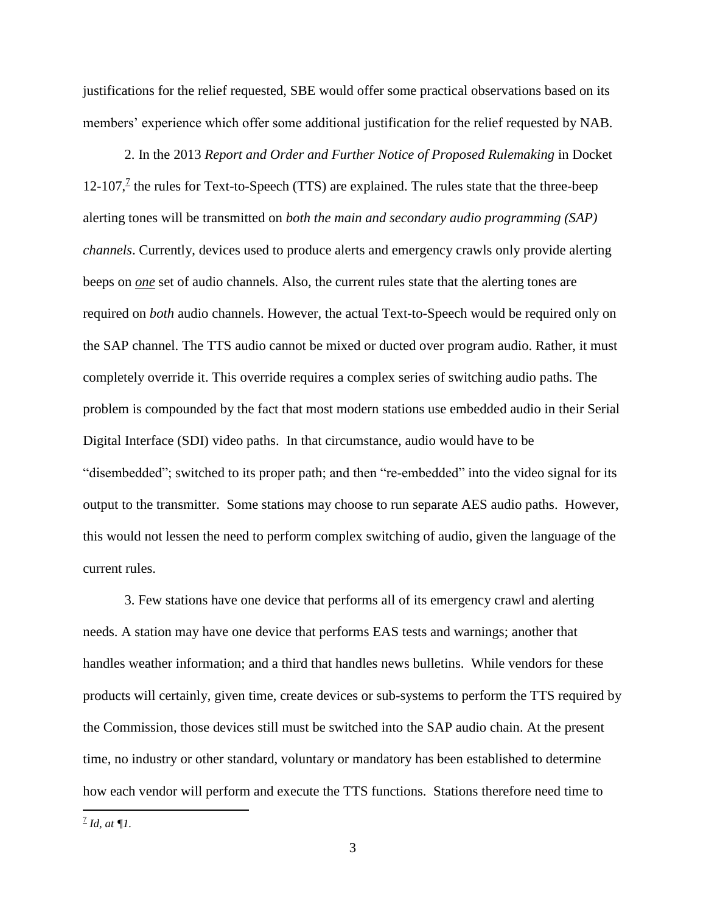justifications for the relief requested, SBE would offer some practical observations based on its members' experience which offer some additional justification for the relief requested by NAB.

2. In the 2013 *Report and Order and Further Notice of Proposed Rulemaking* in Docket 12-107,[7] the rules for Text-to-Speech (TTS) are explained. The rules state that the three-beep alerting tones will be transmitted on *both the main and secondary audio programming (SAP) channels*. Currently, devices used to produce alerts and emergency crawls only provide alerting beeps on ***one*** set of audio channels. Also, the current rules state that the alerting tones are required on *both* audio channels. However, the actual Text-to-Speech would be required only on the SAP channel. The TTS audio cannot be mixed or ducted over program audio. Rather, it must completely override it. This override requires a complex series of switching audio paths. The problem is compounded by the fact that most modern stations use embedded audio in their Serial Digital Interface (SDI) video paths. In that circumstance, audio would have to be "disembedded"; switched to its proper path; and then "re-embedded" into the video signal for its output to the transmitter. Some stations may choose to run separate AES audio paths. However, this would not lessen the need to perform complex switching of audio, given the language of the current rules.

3. Few stations have one device that performs all of its emergency crawl and alerting needs. A station may have one device that performs EAS tests and warnings; another that handles weather information; and a third that handles news bulletins. While vendors for these products will certainly, given time, create devices or sub-systems to perform the TTS required by the Commission, those devices still must be switched into the SAP audio chain. At the present time, no industry or other standard, voluntary or mandatory has been established to determine how each vendor will perform and execute the TTS functions. Stations therefore need time to

[7] *Id, at ¶1.*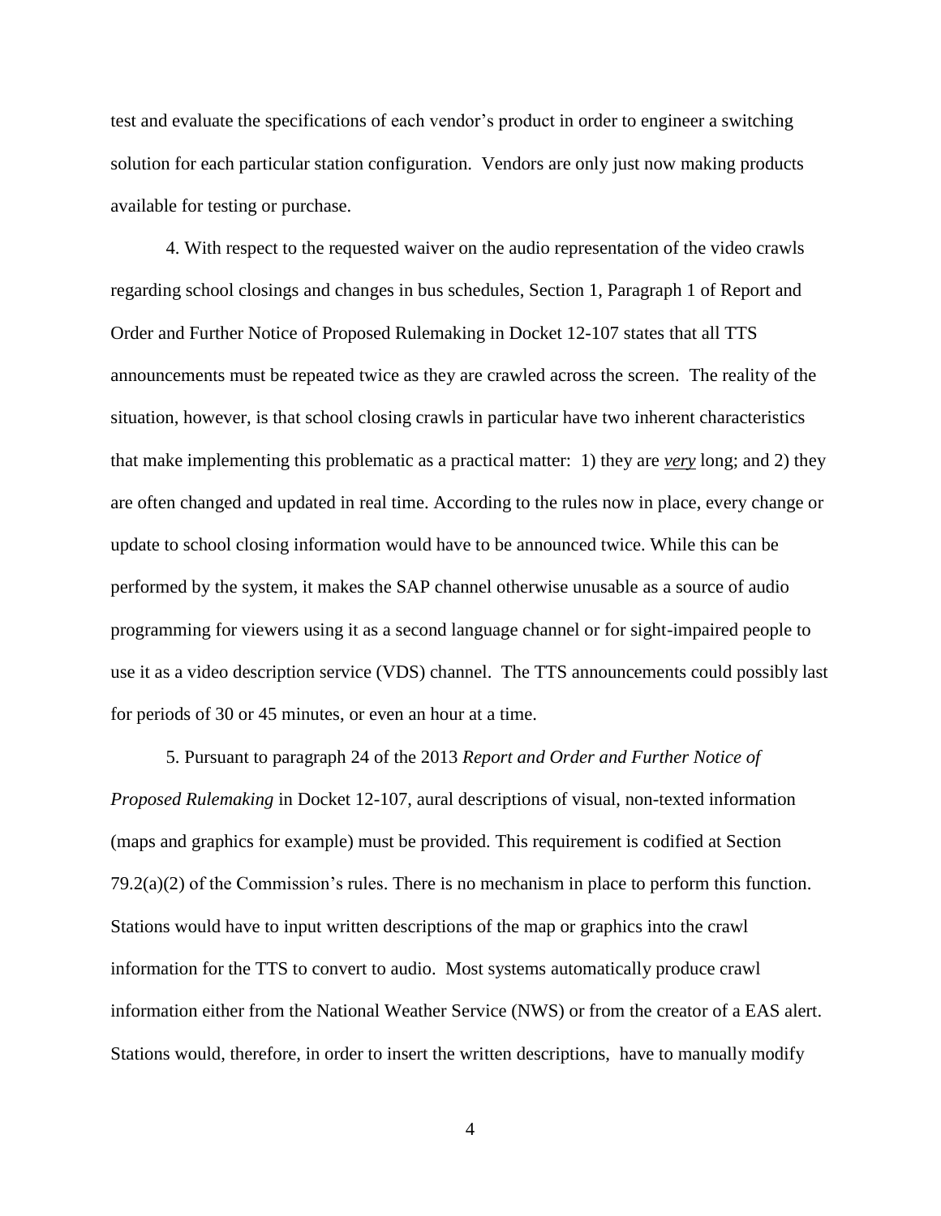test and evaluate the specifications of each vendor's product in order to engineer a switching solution for each particular station configuration. Vendors are only just now making products available for testing or purchase.

4. With respect to the requested waiver on the audio representation of the video crawls regarding school closings and changes in bus schedules, Section 1, Paragraph 1 of Report and Order and Further Notice of Proposed Rulemaking in Docket 12-107 states that all TTS announcements must be repeated twice as they are crawled across the screen. The reality of the situation, however, is that school closing crawls in particular have two inherent characteristics that make implementing this problematic as a practical matter: 1) they are ***very*** long; and 2) they are often changed and updated in real time. According to the rules now in place, every change or update to school closing information would have to be announced twice. While this can be performed by the system, it makes the SAP channel otherwise unusable as a source of audio programming for viewers using it as a second language channel or for sight-impaired people to use it as a video description service (VDS) channel. The TTS announcements could possibly last for periods of 30 or 45 minutes, or even an hour at a time.

5. Pursuant to paragraph 24 of the 2013 *Report and Order and Further Notice of Proposed Rulemaking* in Docket 12-107, aural descriptions of visual, non-texted information (maps and graphics for example) must be provided. This requirement is codified at Section 79.2(a)(2) of the Commission's rules. There is no mechanism in place to perform this function. Stations would have to input written descriptions of the map or graphics into the crawl information for the TTS to convert to audio. Most systems automatically produce crawl information either from the National Weather Service (NWS) or from the creator of a EAS alert. Stations would, therefore, in order to insert the written descriptions, have to manually modify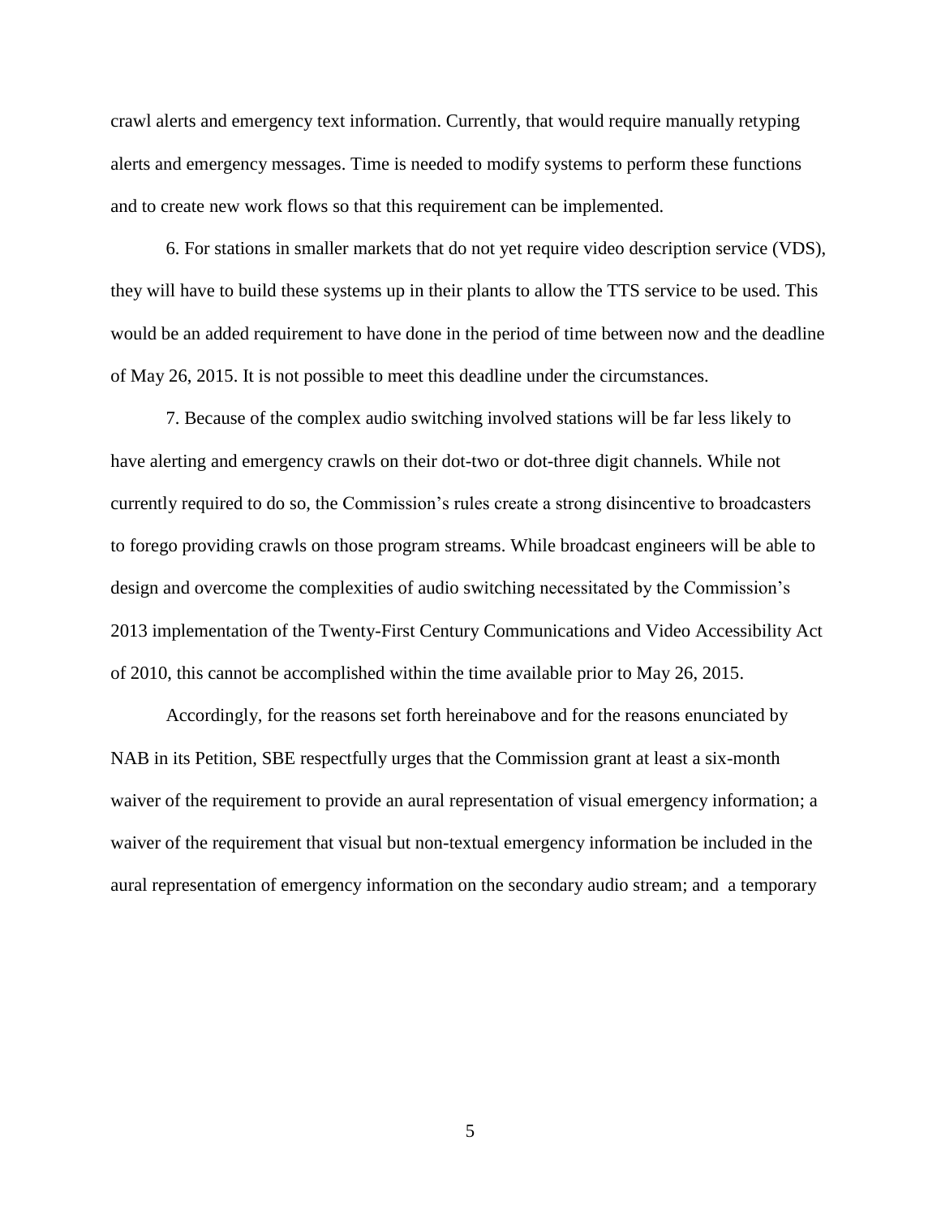crawl alerts and emergency text information. Currently, that would require manually retyping alerts and emergency messages. Time is needed to modify systems to perform these functions and to create new work flows so that this requirement can be implemented.

6. For stations in smaller markets that do not yet require video description service (VDS), they will have to build these systems up in their plants to allow the TTS service to be used. This would be an added requirement to have done in the period of time between now and the deadline of May 26, 2015. It is not possible to meet this deadline under the circumstances.

7. Because of the complex audio switching involved stations will be far less likely to have alerting and emergency crawls on their dot-two or dot-three digit channels. While not currently required to do so, the Commission's rules create a strong disincentive to broadcasters to forego providing crawls on those program streams. While broadcast engineers will be able to design and overcome the complexities of audio switching necessitated by the Commission's 2013 implementation of the Twenty-First Century Communications and Video Accessibility Act of 2010, this cannot be accomplished within the time available prior to May 26, 2015.

Accordingly, for the reasons set forth hereinabove and for the reasons enunciated by NAB in its Petition, SBE respectfully urges that the Commission grant at least a six-month waiver of the requirement to provide an aural representation of visual emergency information; a waiver of the requirement that visual but non-textual emergency information be included in the aural representation of emergency information on the secondary audio stream; and a temporary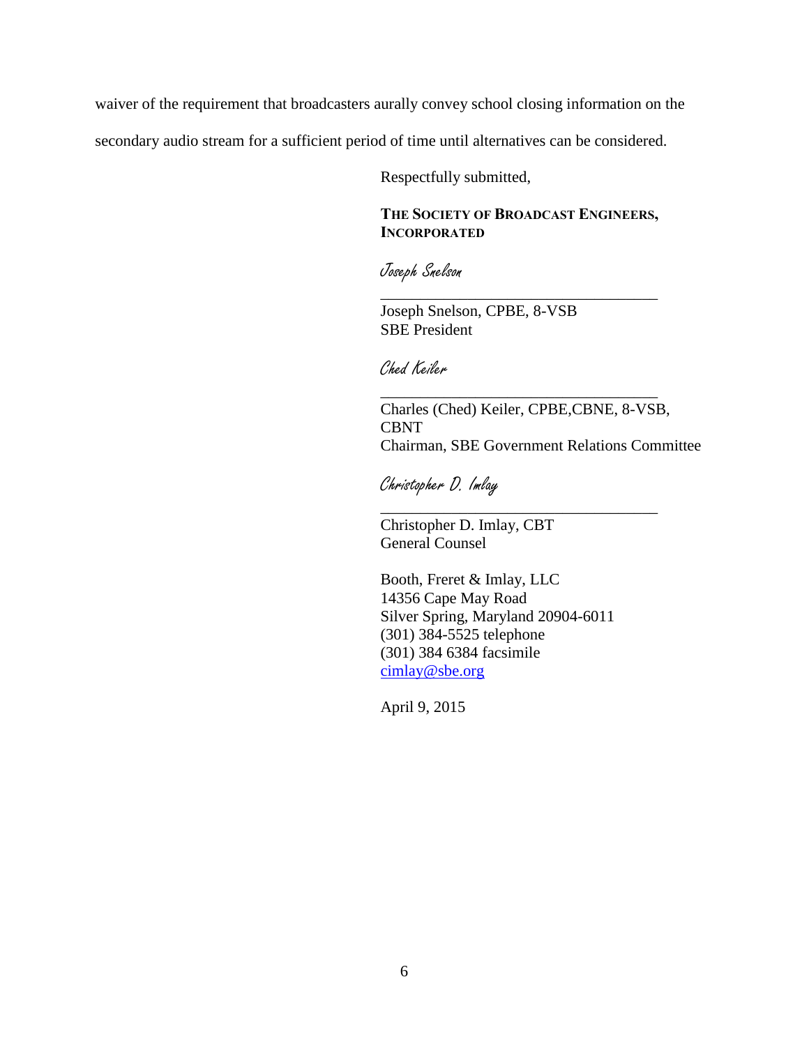waiver of the requirement that broadcasters aurally convey school closing information on the secondary audio stream for a sufficient period of time until alternatives can be considered.

Respectfully submitted,

**THE SOCIETY OF BROADCAST ENGINEERS, INCORPORATED**

*Joseph Snelson*
______________________________
Joseph Snelson, CPBE, 8-VSB
SBE President

*Ched Keiler*
______________________________
Charles (Ched) Keiler, CPBE,CBNE, 8-VSB, CBNT
Chairman, SBE Government Relations Committee

*Christopher D. Imlay*
______________________________
Christopher D. Imlay, CBT
General Counsel

Booth, Freret & Imlay, LLC
14356 Cape May Road
Silver Spring, Maryland 20904-6011
(301) 384-5525 telephone
(301) 384 6384 facsimile
cimlay@sbe.org

April 9, 2015